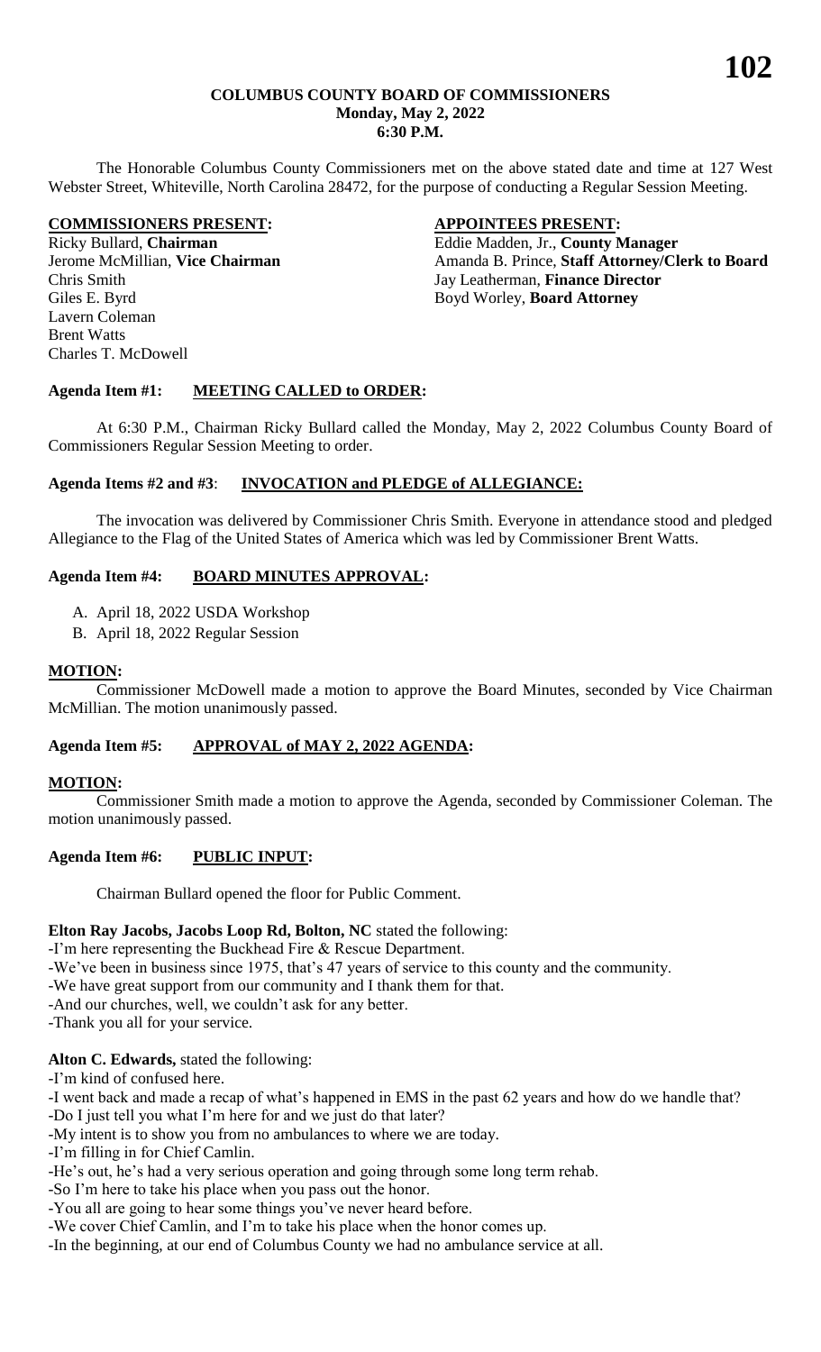# COLUMBUS COUNTY BOARD OF COMMISSIONERS
**Monday, May 2, 2022**
**6:30 P.M.**

The Honorable Columbus County Commissioners met on the above stated date and time at 127 West Webster Street, Whiteville, North Carolina 28472, for the purpose of conducting a Regular Session Meeting.

| **COMMISSIONERS PRESENT:** | **APPOINTEES PRESENT:** |
|---|---|
| Ricky Bullard, **Chairman** | Eddie Madden, Jr., **County Manager** |
| Jerome McMillian, **Vice Chairman** | Amanda B. Prince, **Staff Attorney/Clerk to Board** |
| Chris Smith | Jay Leatherman, **Finance Director** |
| Giles E. Byrd | Boyd Worley, **Board Attorney** |
| Lavern Coleman | |
| Brent Watts | |
| Charles T. McDowell | |

## Agenda Item #1: MEETING CALLED to ORDER:

At 6:30 P.M., Chairman Ricky Bullard called the Monday, May 2, 2022 Columbus County Board of Commissioners Regular Session Meeting to order.

## Agenda Items #2 and #3: INVOCATION and PLEDGE of ALLEGIANCE:

The invocation was delivered by Commissioner Chris Smith. Everyone in attendance stood and pledged Allegiance to the Flag of the United States of America which was led by Commissioner Brent Watts.

## Agenda Item #4: BOARD MINUTES APPROVAL:

A. April 18, 2022 USDA Workshop
B. April 18, 2022 Regular Session

**MOTION:**

Commissioner McDowell made a motion to approve the Board Minutes, seconded by Vice Chairman McMillian. The motion unanimously passed.

## Agenda Item #5: APPROVAL of MAY 2, 2022 AGENDA:

**MOTION:**

Commissioner Smith made a motion to approve the Agenda, seconded by Commissioner Coleman. The motion unanimously passed.

## Agenda Item #6: PUBLIC INPUT:

Chairman Bullard opened the floor for Public Comment.

**Elton Ray Jacobs, Jacobs Loop Rd, Bolton, NC** stated the following:

-I'm here representing the Buckhead Fire & Rescue Department.
-We've been in business since 1975, that's 47 years of service to this county and the community.
-We have great support from our community and I thank them for that.
-And our churches, well, we couldn't ask for any better.
-Thank you all for your service.

**Alton C. Edwards,** stated the following:

-I'm kind of confused here.
-I went back and made a recap of what's happened in EMS in the past 62 years and how do we handle that?
-Do I just tell you what I'm here for and we just do that later?
-My intent is to show you from no ambulances to where we are today.
-I'm filling in for Chief Camlin.
-He's out, he's had a very serious operation and going through some long term rehab.
-So I'm here to take his place when you pass out the honor.
-You all are going to hear some things you've never heard before.
-We cover Chief Camlin, and I'm to take his place when the honor comes up.
-In the beginning, at our end of Columbus County we had no ambulance service at all.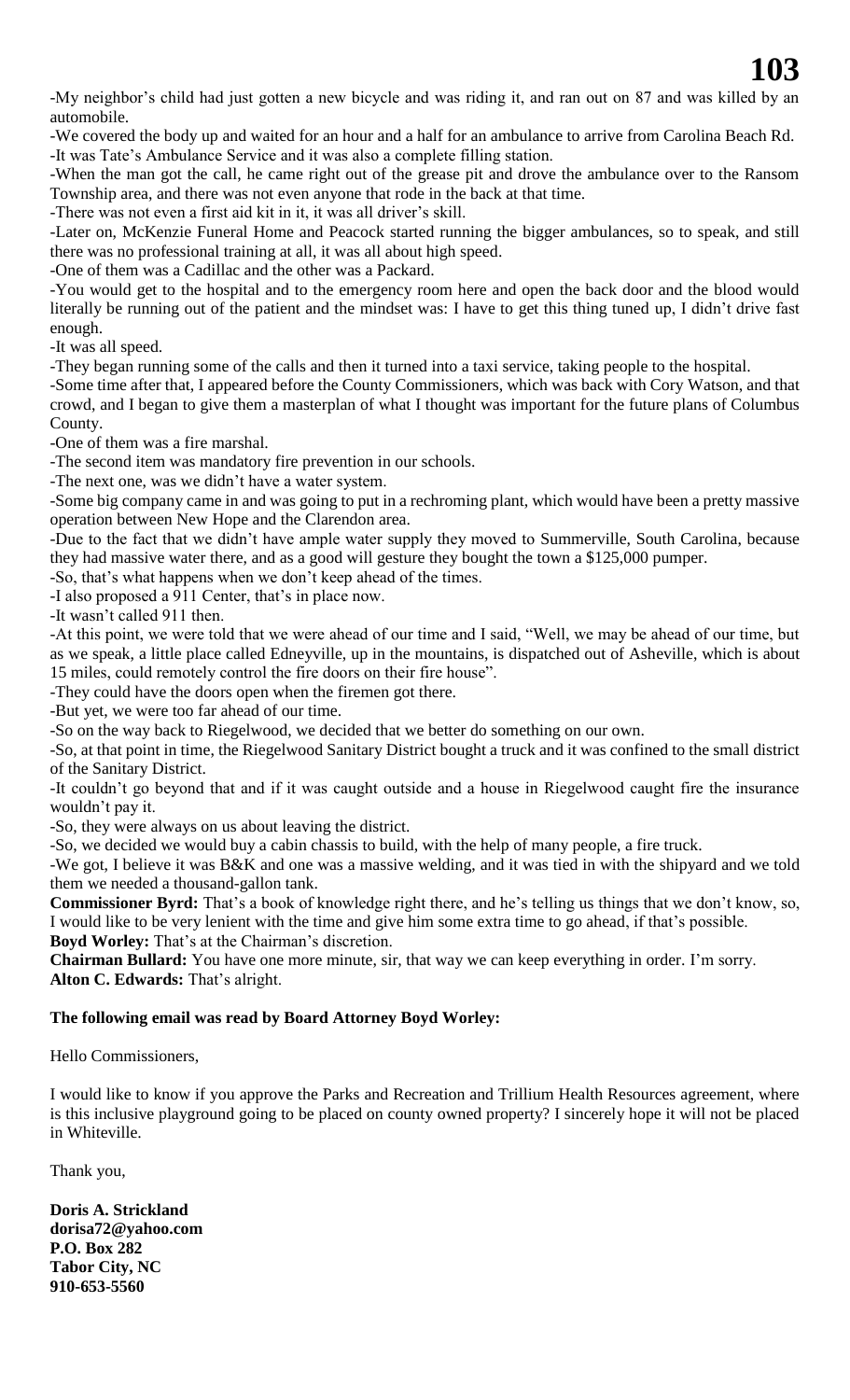-My neighbor's child had just gotten a new bicycle and was riding it, and ran out on 87 and was killed by an automobile.

-We covered the body up and waited for an hour and a half for an ambulance to arrive from Carolina Beach Rd.

-It was Tate's Ambulance Service and it was also a complete filling station.

-When the man got the call, he came right out of the grease pit and drove the ambulance over to the Ransom Township area, and there was not even anyone that rode in the back at that time.

-There was not even a first aid kit in it, it was all driver's skill.

-Later on, McKenzie Funeral Home and Peacock started running the bigger ambulances, so to speak, and still there was no professional training at all, it was all about high speed.

-One of them was a Cadillac and the other was a Packard.

-You would get to the hospital and to the emergency room here and open the back door and the blood would literally be running out of the patient and the mindset was: I have to get this thing tuned up, I didn't drive fast enough.

-It was all speed.

-They began running some of the calls and then it turned into a taxi service, taking people to the hospital.

-Some time after that, I appeared before the County Commissioners, which was back with Cory Watson, and that crowd, and I began to give them a masterplan of what I thought was important for the future plans of Columbus County.

-One of them was a fire marshal.

-The second item was mandatory fire prevention in our schools.

-The next one, was we didn't have a water system.

-Some big company came in and was going to put in a rechroming plant, which would have been a pretty massive operation between New Hope and the Clarendon area.

-Due to the fact that we didn't have ample water supply they moved to Summerville, South Carolina, because they had massive water there, and as a good will gesture they bought the town a $125,000 pumper.

-So, that's what happens when we don't keep ahead of the times.

-I also proposed a 911 Center, that's in place now.

-It wasn't called 911 then.

-At this point, we were told that we were ahead of our time and I said, "Well, we may be ahead of our time, but as we speak, a little place called Edneyville, up in the mountains, is dispatched out of Asheville, which is about 15 miles, could remotely control the fire doors on their fire house".

-They could have the doors open when the firemen got there.

-But yet, we were too far ahead of our time.

-So on the way back to Riegelwood, we decided that we better do something on our own.

-So, at that point in time, the Riegelwood Sanitary District bought a truck and it was confined to the small district of the Sanitary District.

-It couldn't go beyond that and if it was caught outside and a house in Riegelwood caught fire the insurance wouldn't pay it.

-So, they were always on us about leaving the district.

-So, we decided we would buy a cabin chassis to build, with the help of many people, a fire truck.

-We got, I believe it was B&K and one was a massive welding, and it was tied in with the shipyard and we told them we needed a thousand-gallon tank.

**Commissioner Byrd:** That's a book of knowledge right there, and he's telling us things that we don't know, so, I would like to be very lenient with the time and give him some extra time to go ahead, if that's possible.

**Boyd Worley:** That's at the Chairman's discretion.

**Chairman Bullard:** You have one more minute, sir, that way we can keep everything in order. I'm sorry.

**Alton C. Edwards:** That's alright.

**The following email was read by Board Attorney Boyd Worley:**

Hello Commissioners,

I would like to know if you approve the Parks and Recreation and Trillium Health Resources agreement, where is this inclusive playground going to be placed on county owned property? I sincerely hope it will not be placed in Whiteville.

Thank you,

**Doris A. Strickland**
**dorisa72@yahoo.com**
**P.O. Box 282**
**Tabor City, NC**
**910-653-5560**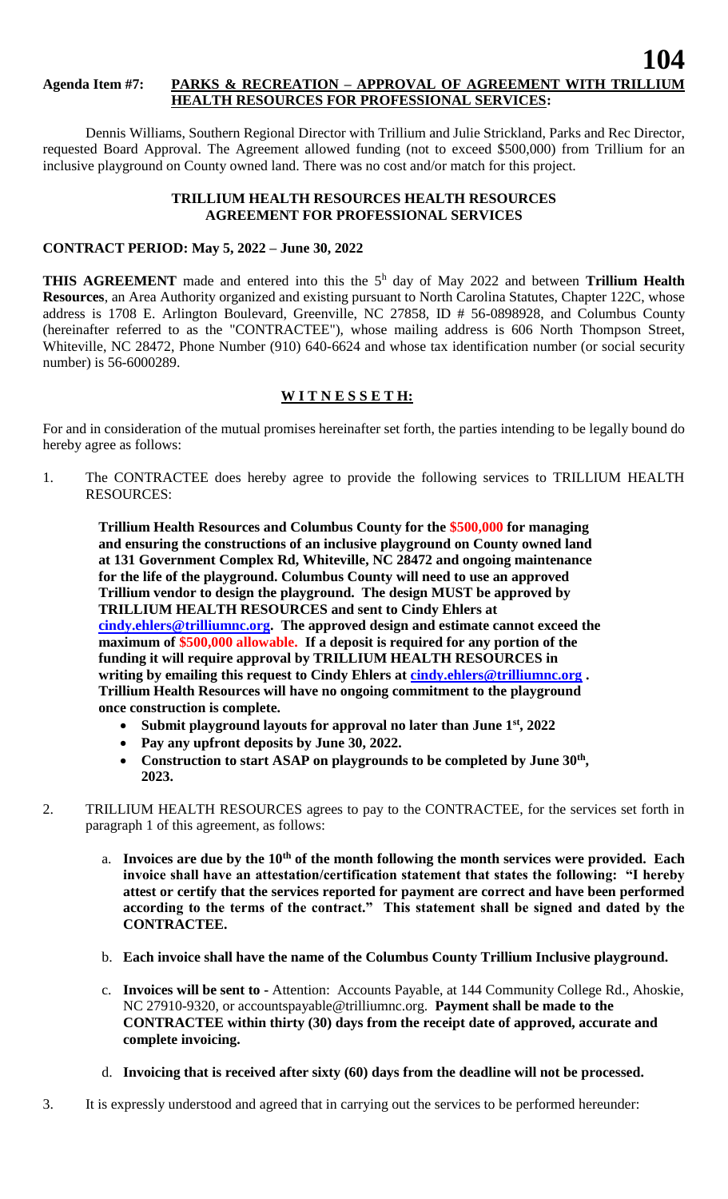**Agenda Item #7: PARKS & RECREATION – APPROVAL OF AGREEMENT WITH TRILLIUM HEALTH RESOURCES FOR PROFESSIONAL SERVICES:**

Dennis Williams, Southern Regional Director with Trillium and Julie Strickland, Parks and Rec Director, requested Board Approval. The Agreement allowed funding (not to exceed $500,000) from Trillium for an inclusive playground on County owned land. There was no cost and/or match for this project.

**TRILLIUM HEALTH RESOURCES HEALTH RESOURCES**
**AGREEMENT FOR PROFESSIONAL SERVICES**

**CONTRACT PERIOD: May 5, 2022 – June 30, 2022**

**THIS AGREEMENT** made and entered into this the 5h day of May 2022 and between **Trillium Health Resources**, an Area Authority organized and existing pursuant to North Carolina Statutes, Chapter 122C, whose address is 1708 E. Arlington Boulevard, Greenville, NC 27858, ID # 56-0898928, and Columbus County (hereinafter referred to as the "CONTRACTEE"), whose mailing address is 606 North Thompson Street, Whiteville, NC 28472, Phone Number (910) 640-6624 and whose tax identification number (or social security number) is 56-6000289.

**W I T N E S S E T H:**

For and in consideration of the mutual promises hereinafter set forth, the parties intending to be legally bound do hereby agree as follows:

1. The CONTRACTEE does hereby agree to provide the following services to TRILLIUM HEALTH RESOURCES:

   **Trillium Health Resources and Columbus County for the $500,000 for managing and ensuring the constructions of an inclusive playground on County owned land at 131 Government Complex Rd, Whiteville, NC 28472 and ongoing maintenance for the life of the playground. Columbus County will need to use an approved Trillium vendor to design the playground. The design MUST be approved by TRILLIUM HEALTH RESOURCES and sent to Cindy Ehlers at cindy.ehlers@trilliumnc.org. The approved design and estimate cannot exceed the maximum of $500,000 allowable. If a deposit is required for any portion of the funding it will require approval by TRILLIUM HEALTH RESOURCES in writing by emailing this request to Cindy Ehlers at cindy.ehlers@trilliumnc.org . Trillium Health Resources will have no ongoing commitment to the playground once construction is complete.**

   - **Submit playground layouts for approval no later than June 1st, 2022**
   - **Pay any upfront deposits by June 30, 2022.**
   - **Construction to start ASAP on playgrounds to be completed by June 30th, 2023.**

2. TRILLIUM HEALTH RESOURCES agrees to pay to the CONTRACTEE, for the services set forth in paragraph 1 of this agreement, as follows:

   a. **Invoices are due by the 10th of the month following the month services were provided. Each invoice shall have an attestation/certification statement that states the following: "I hereby attest or certify that the services reported for payment are correct and have been performed according to the terms of the contract." This statement shall be signed and dated by the CONTRACTEE.**

   b. **Each invoice shall have the name of the Columbus County Trillium Inclusive playground.**

   c. **Invoices will be sent to -** Attention: Accounts Payable, at 144 Community College Rd., Ahoskie, NC 27910-9320, or accountspayable@trilliumnc.org. **Payment shall be made to the CONTRACTEE within thirty (30) days from the receipt date of approved, accurate and complete invoicing.**

   d. **Invoicing that is received after sixty (60) days from the deadline will not be processed.**

3. It is expressly understood and agreed that in carrying out the services to be performed hereunder: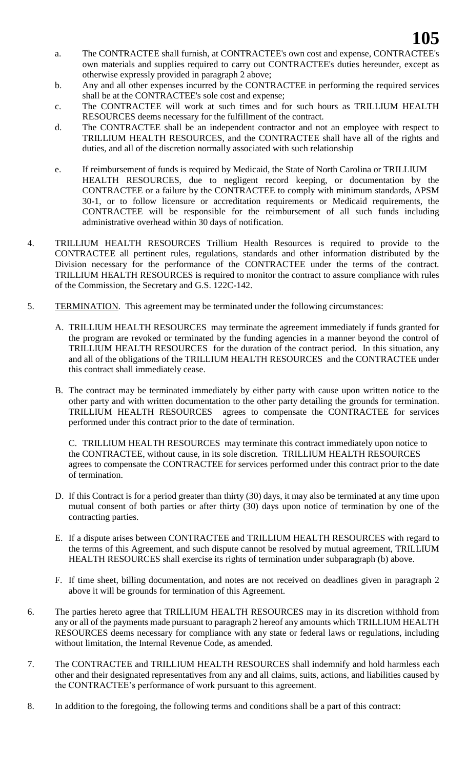a. The CONTRACTEE shall furnish, at CONTRACTEE's own cost and expense, CONTRACTEE's own materials and supplies required to carry out CONTRACTEE's duties hereunder, except as otherwise expressly provided in paragraph 2 above;

b. Any and all other expenses incurred by the CONTRACTEE in performing the required services shall be at the CONTRACTEE's sole cost and expense;

c. The CONTRACTEE will work at such times and for such hours as TRILLIUM HEALTH RESOURCES deems necessary for the fulfillment of the contract.

d. The CONTRACTEE shall be an independent contractor and not an employee with respect to TRILLIUM HEALTH RESOURCES, and the CONTRACTEE shall have all of the rights and duties, and all of the discretion normally associated with such relationship

e. If reimbursement of funds is required by Medicaid, the State of North Carolina or TRILLIUM HEALTH RESOURCES, due to negligent record keeping, or documentation by the CONTRACTEE or a failure by the CONTRACTEE to comply with minimum standards, APSM 30-1, or to follow licensure or accreditation requirements or Medicaid requirements, the CONTRACTEE will be responsible for the reimbursement of all such funds including administrative overhead within 30 days of notification.

4. TRILLIUM HEALTH RESOURCES Trillium Health Resources is required to provide to the CONTRACTEE all pertinent rules, regulations, standards and other information distributed by the Division necessary for the performance of the CONTRACTEE under the terms of the contract. TRILLIUM HEALTH RESOURCES is required to monitor the contract to assure compliance with rules of the Commission, the Secretary and G.S. 122C-142.

5. TERMINATION. This agreement may be terminated under the following circumstances:

   A. TRILLIUM HEALTH RESOURCES may terminate the agreement immediately if funds granted for the program are revoked or terminated by the funding agencies in a manner beyond the control of TRILLIUM HEALTH RESOURCES for the duration of the contract period. In this situation, any and all of the obligations of the TRILLIUM HEALTH RESOURCES and the CONTRACTEE under this contract shall immediately cease.

   B. The contract may be terminated immediately by either party with cause upon written notice to the other party and with written documentation to the other party detailing the grounds for termination. TRILLIUM HEALTH RESOURCES agrees to compensate the CONTRACTEE for services performed under this contract prior to the date of termination.

   C. TRILLIUM HEALTH RESOURCES may terminate this contract immediately upon notice to the CONTRACTEE, without cause, in its sole discretion. TRILLIUM HEALTH RESOURCES agrees to compensate the CONTRACTEE for services performed under this contract prior to the date of termination.

   D. If this Contract is for a period greater than thirty (30) days, it may also be terminated at any time upon mutual consent of both parties or after thirty (30) days upon notice of termination by one of the contracting parties.

   E. If a dispute arises between CONTRACTEE and TRILLIUM HEALTH RESOURCES with regard to the terms of this Agreement, and such dispute cannot be resolved by mutual agreement, TRILLIUM HEALTH RESOURCES shall exercise its rights of termination under subparagraph (b) above.

   F. If time sheet, billing documentation, and notes are not received on deadlines given in paragraph 2 above it will be grounds for termination of this Agreement.

6. The parties hereto agree that TRILLIUM HEALTH RESOURCES may in its discretion withhold from any or all of the payments made pursuant to paragraph 2 hereof any amounts which TRILLIUM HEALTH RESOURCES deems necessary for compliance with any state or federal laws or regulations, including without limitation, the Internal Revenue Code, as amended.

7. The CONTRACTEE and TRILLIUM HEALTH RESOURCES shall indemnify and hold harmless each other and their designated representatives from any and all claims, suits, actions, and liabilities caused by the CONTRACTEE's performance of work pursuant to this agreement.

8. In addition to the foregoing, the following terms and conditions shall be a part of this contract: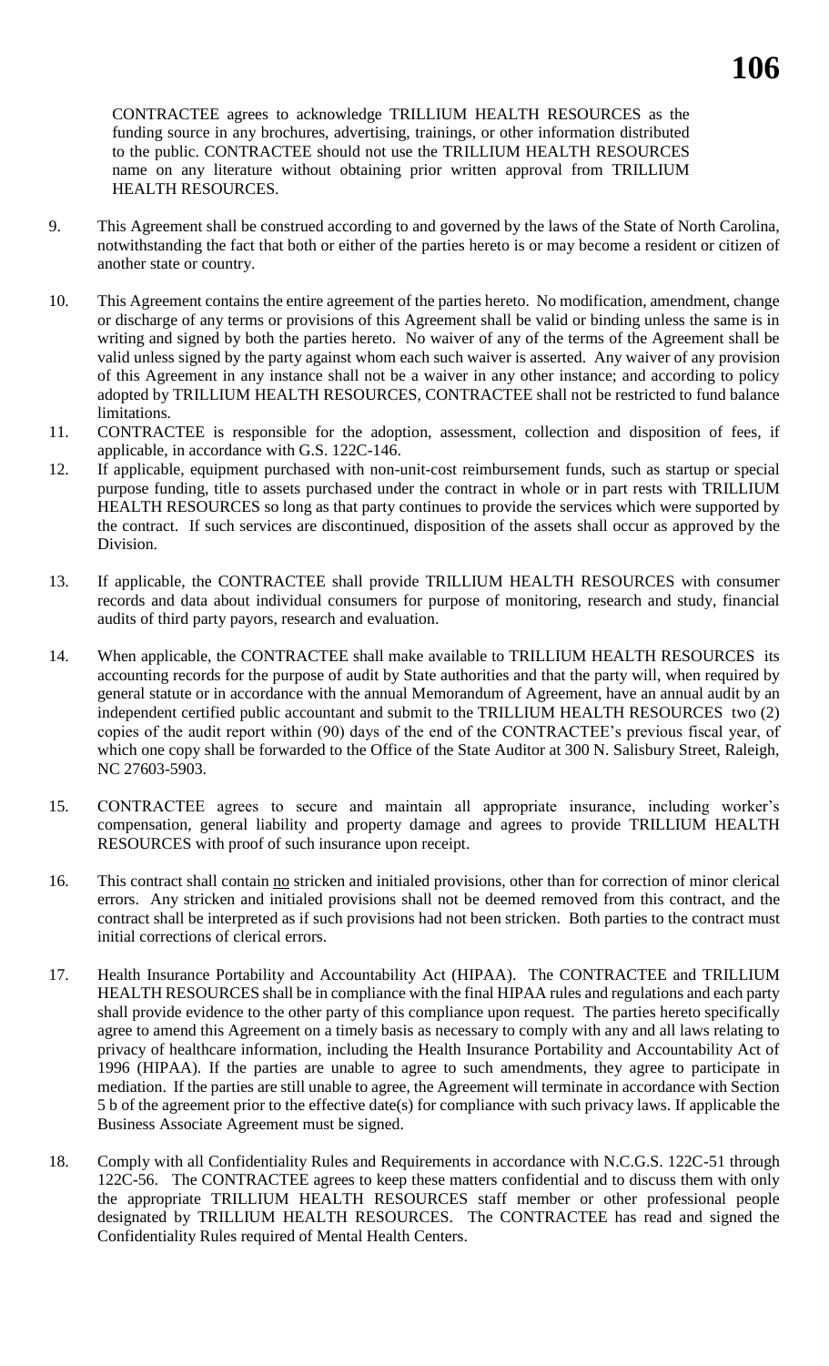CONTRACTEE agrees to acknowledge TRILLIUM HEALTH RESOURCES as the funding source in any brochures, advertising, trainings, or other information distributed to the public. CONTRACTEE should not use the TRILLIUM HEALTH RESOURCES name on any literature without obtaining prior written approval from TRILLIUM HEALTH RESOURCES.

9. This Agreement shall be construed according to and governed by the laws of the State of North Carolina, notwithstanding the fact that both or either of the parties hereto is or may become a resident or citizen of another state or country.

10. This Agreement contains the entire agreement of the parties hereto. No modification, amendment, change or discharge of any terms or provisions of this Agreement shall be valid or binding unless the same is in writing and signed by both the parties hereto. No waiver of any of the terms of the Agreement shall be valid unless signed by the party against whom each such waiver is asserted. Any waiver of any provision of this Agreement in any instance shall not be a waiver in any other instance; and according to policy adopted by TRILLIUM HEALTH RESOURCES, CONTRACTEE shall not be restricted to fund balance limitations.

11. CONTRACTEE is responsible for the adoption, assessment, collection and disposition of fees, if applicable, in accordance with G.S. 122C-146.

12. If applicable, equipment purchased with non-unit-cost reimbursement funds, such as startup or special purpose funding, title to assets purchased under the contract in whole or in part rests with TRILLIUM HEALTH RESOURCES so long as that party continues to provide the services which were supported by the contract. If such services are discontinued, disposition of the assets shall occur as approved by the Division.

13. If applicable, the CONTRACTEE shall provide TRILLIUM HEALTH RESOURCES with consumer records and data about individual consumers for purpose of monitoring, research and study, financial audits of third party payors, research and evaluation.

14. When applicable, the CONTRACTEE shall make available to TRILLIUM HEALTH RESOURCES its accounting records for the purpose of audit by State authorities and that the party will, when required by general statute or in accordance with the annual Memorandum of Agreement, have an annual audit by an independent certified public accountant and submit to the TRILLIUM HEALTH RESOURCES two (2) copies of the audit report within (90) days of the end of the CONTRACTEE's previous fiscal year, of which one copy shall be forwarded to the Office of the State Auditor at 300 N. Salisbury Street, Raleigh, NC 27603-5903.

15. CONTRACTEE agrees to secure and maintain all appropriate insurance, including worker's compensation, general liability and property damage and agrees to provide TRILLIUM HEALTH RESOURCES with proof of such insurance upon receipt.

16. This contract shall contain no stricken and initialed provisions, other than for correction of minor clerical errors. Any stricken and initialed provisions shall not be deemed removed from this contract, and the contract shall be interpreted as if such provisions had not been stricken. Both parties to the contract must initial corrections of clerical errors.

17. Health Insurance Portability and Accountability Act (HIPAA). The CONTRACTEE and TRILLIUM HEALTH RESOURCES shall be in compliance with the final HIPAA rules and regulations and each party shall provide evidence to the other party of this compliance upon request. The parties hereto specifically agree to amend this Agreement on a timely basis as necessary to comply with any and all laws relating to privacy of healthcare information, including the Health Insurance Portability and Accountability Act of 1996 (HIPAA). If the parties are unable to agree to such amendments, they agree to participate in mediation. If the parties are still unable to agree, the Agreement will terminate in accordance with Section 5 b of the agreement prior to the effective date(s) for compliance with such privacy laws. If applicable the Business Associate Agreement must be signed.

18. Comply with all Confidentiality Rules and Requirements in accordance with N.C.G.S. 122C-51 through 122C-56. The CONTRACTEE agrees to keep these matters confidential and to discuss them with only the appropriate TRILLIUM HEALTH RESOURCES staff member or other professional people designated by TRILLIUM HEALTH RESOURCES. The CONTRACTEE has read and signed the Confidentiality Rules required of Mental Health Centers.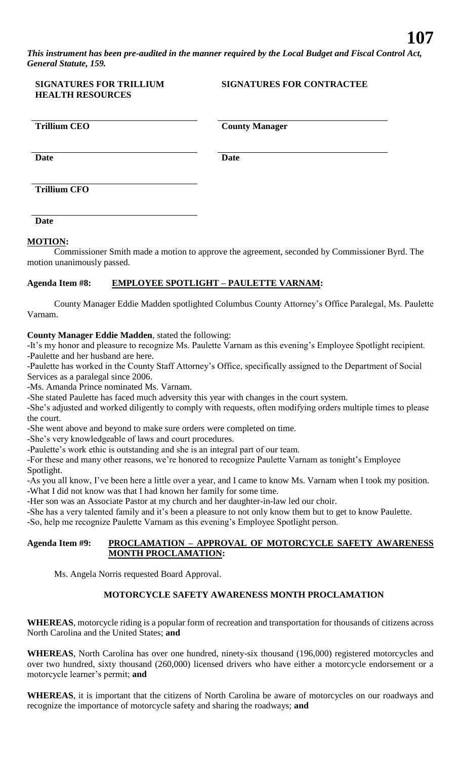*This instrument has been pre-audited in the manner required by the Local Budget and Fiscal Control Act, General Statute, 159.*

| **SIGNATURES FOR TRILLIUM HEALTH RESOURCES** | **SIGNATURES FOR CONTRACTEE** |
| --- | --- |
| **Trillium CEO** | **County Manager** |
| **Date** | **Date** |
| **Trillium CFO** | |
| **Date** | |

**MOTION:**

Commissioner Smith made a motion to approve the agreement, seconded by Commissioner Byrd. The motion unanimously passed.

**Agenda Item #8: EMPLOYEE SPOTLIGHT – PAULETTE VARNAM:**

County Manager Eddie Madden spotlighted Columbus County Attorney's Office Paralegal, Ms. Paulette Varnam.

**County Manager Eddie Madden**, stated the following:

-It's my honor and pleasure to recognize Ms. Paulette Varnam as this evening's Employee Spotlight recipient.
-Paulette and her husband are here.
-Paulette has worked in the County Staff Attorney's Office, specifically assigned to the Department of Social Services as a paralegal since 2006.
-Ms. Amanda Prince nominated Ms. Varnam.
-She stated Paulette has faced much adversity this year with changes in the court system.
-She's adjusted and worked diligently to comply with requests, often modifying orders multiple times to please the court.
-She went above and beyond to make sure orders were completed on time.
-She's very knowledgeable of laws and court procedures.
-Paulette's work ethic is outstanding and she is an integral part of our team.
-For these and many other reasons, we're honored to recognize Paulette Varnam as tonight's Employee Spotlight.
-As you all know, I've been here a little over a year, and I came to know Ms. Varnam when I took my position.
-What I did not know was that I had known her family for some time.
-Her son was an Associate Pastor at my church and her daughter-in-law led our choir.
-She has a very talented family and it's been a pleasure to not only know them but to get to know Paulette.
-So, help me recognize Paulette Varnam as this evening's Employee Spotlight person.

**Agenda Item #9: PROCLAMATION – APPROVAL OF MOTORCYCLE SAFETY AWARENESS MONTH PROCLAMATION:**

Ms. Angela Norris requested Board Approval.

**MOTORCYCLE SAFETY AWARENESS MONTH PROCLAMATION**

**WHEREAS**, motorcycle riding is a popular form of recreation and transportation for thousands of citizens across North Carolina and the United States; **and**

**WHEREAS**, North Carolina has over one hundred, ninety-six thousand (196,000) registered motorcycles and over two hundred, sixty thousand (260,000) licensed drivers who have either a motorcycle endorsement or a motorcycle learner's permit; **and**

**WHEREAS**, it is important that the citizens of North Carolina be aware of motorcycles on our roadways and recognize the importance of motorcycle safety and sharing the roadways; **and**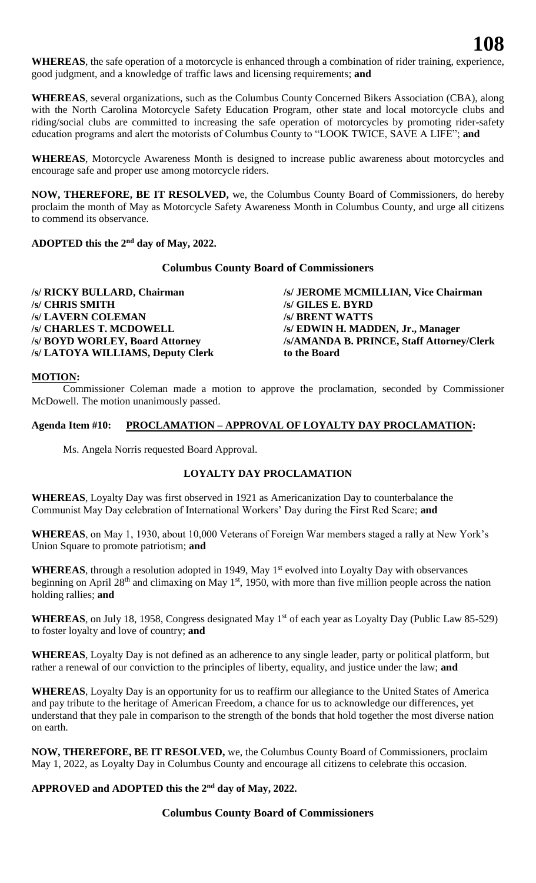**WHEREAS**, the safe operation of a motorcycle is enhanced through a combination of rider training, experience, good judgment, and a knowledge of traffic laws and licensing requirements; **and**

**WHEREAS**, several organizations, such as the Columbus County Concerned Bikers Association (CBA), along with the North Carolina Motorcycle Safety Education Program, other state and local motorcycle clubs and riding/social clubs are committed to increasing the safe operation of motorcycles by promoting rider-safety education programs and alert the motorists of Columbus County to "LOOK TWICE, SAVE A LIFE"; **and**

**WHEREAS**, Motorcycle Awareness Month is designed to increase public awareness about motorcycles and encourage safe and proper use among motorcycle riders.

**NOW, THEREFORE, BE IT RESOLVED,** we, the Columbus County Board of Commissioners, do hereby proclaim the month of May as Motorcycle Safety Awareness Month in Columbus County, and urge all citizens to commend its observance.

**ADOPTED this the 2nd day of May, 2022.**

**Columbus County Board of Commissioners**

**/s/ RICKY BULLARD, Chairman**
**/s/ JEROME MCMILLIAN, Vice Chairman**
**/s/ CHRIS SMITH**
**/s/ GILES E. BYRD**
**/s/ LAVERN COLEMAN**
**/s/ BRENT WATTS**
**/s/ CHARLES T. MCDOWELL**
**/s/ EDWIN H. MADDEN, Jr., Manager**
**/s/ BOYD WORLEY, Board Attorney**
**/s/AMANDA B. PRINCE, Staff Attorney/Clerk to the Board**
**/s/ LATOYA WILLIAMS, Deputy Clerk**

**MOTION:**

Commissioner Coleman made a motion to approve the proclamation, seconded by Commissioner McDowell. The motion unanimously passed.

**Agenda Item #10: PROCLAMATION – APPROVAL OF LOYALTY DAY PROCLAMATION:**

Ms. Angela Norris requested Board Approval.

**LOYALTY DAY PROCLAMATION**

**WHEREAS**, Loyalty Day was first observed in 1921 as Americanization Day to counterbalance the Communist May Day celebration of International Workers' Day during the First Red Scare; **and**

**WHEREAS**, on May 1, 1930, about 10,000 Veterans of Foreign War members staged a rally at New York's Union Square to promote patriotism; **and**

**WHEREAS**, through a resolution adopted in 1949, May 1st evolved into Loyalty Day with observances beginning on April 28th and climaxing on May 1st, 1950, with more than five million people across the nation holding rallies; **and**

**WHEREAS**, on July 18, 1958, Congress designated May 1st of each year as Loyalty Day (Public Law 85-529) to foster loyalty and love of country; **and**

**WHEREAS**, Loyalty Day is not defined as an adherence to any single leader, party or political platform, but rather a renewal of our conviction to the principles of liberty, equality, and justice under the law; **and**

**WHEREAS**, Loyalty Day is an opportunity for us to reaffirm our allegiance to the United States of America and pay tribute to the heritage of American Freedom, a chance for us to acknowledge our differences, yet understand that they pale in comparison to the strength of the bonds that hold together the most diverse nation on earth.

**NOW, THEREFORE, BE IT RESOLVED,** we, the Columbus County Board of Commissioners, proclaim May 1, 2022, as Loyalty Day in Columbus County and encourage all citizens to celebrate this occasion.

**APPROVED and ADOPTED this the 2nd day of May, 2022.**

**Columbus County Board of Commissioners**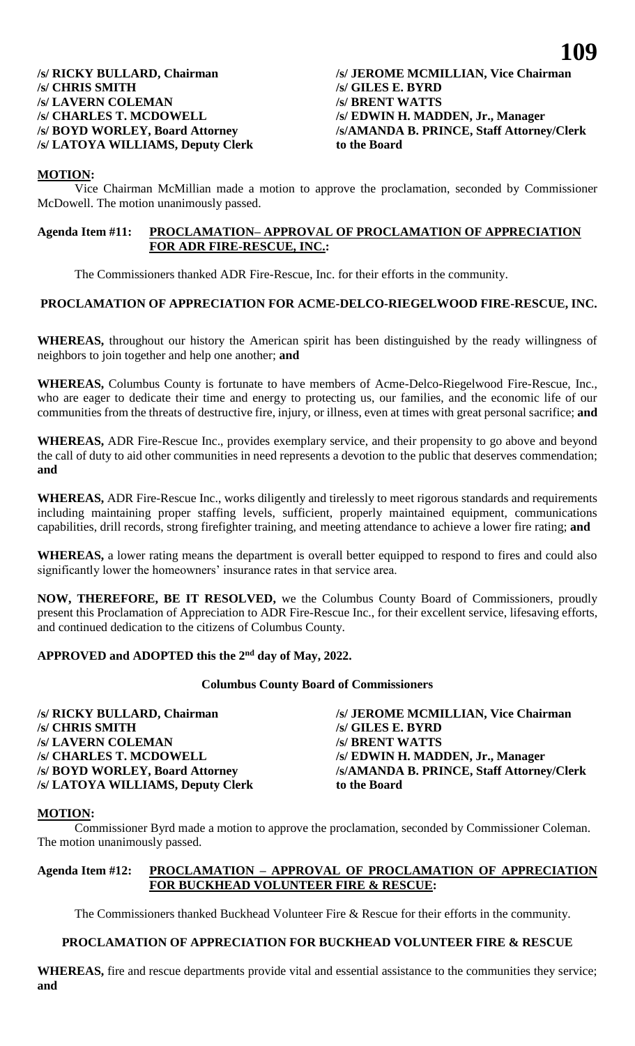| | |
|---|---|
| **/s/ RICKY BULLARD, Chairman** | **/s/ JEROME MCMILLIAN, Vice Chairman** |
| **/s/ CHRIS SMITH** | **/s/ GILES E. BYRD** |
| **/s/ LAVERN COLEMAN** | **/s/ BRENT WATTS** |
| **/s/ CHARLES T. MCDOWELL** | **/s/ EDWIN H. MADDEN, Jr., Manager** |
| **/s/ BOYD WORLEY, Board Attorney** | **/s/AMANDA B. PRINCE, Staff Attorney/Clerk to the Board** |
| **/s/ LATOYA WILLIAMS, Deputy Clerk** | |

**MOTION:**

Vice Chairman McMillian made a motion to approve the proclamation, seconded by Commissioner McDowell. The motion unanimously passed.

**Agenda Item #11: PROCLAMATION– APPROVAL OF PROCLAMATION OF APPRECIATION FOR ADR FIRE-RESCUE, INC.:**

The Commissioners thanked ADR Fire-Rescue, Inc. for their efforts in the community.

**PROCLAMATION OF APPRECIATION FOR ACME-DELCO-RIEGELWOOD FIRE-RESCUE, INC.**

**WHEREAS,** throughout our history the American spirit has been distinguished by the ready willingness of neighbors to join together and help one another; **and**

**WHEREAS,** Columbus County is fortunate to have members of Acme-Delco-Riegelwood Fire-Rescue, Inc., who are eager to dedicate their time and energy to protecting us, our families, and the economic life of our communities from the threats of destructive fire, injury, or illness, even at times with great personal sacrifice; **and**

**WHEREAS,** ADR Fire-Rescue Inc., provides exemplary service, and their propensity to go above and beyond the call of duty to aid other communities in need represents a devotion to the public that deserves commendation; **and**

**WHEREAS,** ADR Fire-Rescue Inc., works diligently and tirelessly to meet rigorous standards and requirements including maintaining proper staffing levels, sufficient, properly maintained equipment, communications capabilities, drill records, strong firefighter training, and meeting attendance to achieve a lower fire rating; **and**

**WHEREAS,** a lower rating means the department is overall better equipped to respond to fires and could also significantly lower the homeowners' insurance rates in that service area.

**NOW, THEREFORE, BE IT RESOLVED,** we the Columbus County Board of Commissioners, proudly present this Proclamation of Appreciation to ADR Fire-Rescue Inc., for their excellent service, lifesaving efforts, and continued dedication to the citizens of Columbus County.

**APPROVED and ADOPTED this the 2nd day of May, 2022.**

**Columbus County Board of Commissioners**

| | |
|---|---|
| **/s/ RICKY BULLARD, Chairman** | **/s/ JEROME MCMILLIAN, Vice Chairman** |
| **/s/ CHRIS SMITH** | **/s/ GILES E. BYRD** |
| **/s/ LAVERN COLEMAN** | **/s/ BRENT WATTS** |
| **/s/ CHARLES T. MCDOWELL** | **/s/ EDWIN H. MADDEN, Jr., Manager** |
| **/s/ BOYD WORLEY, Board Attorney** | **/s/AMANDA B. PRINCE, Staff Attorney/Clerk to the Board** |
| **/s/ LATOYA WILLIAMS, Deputy Clerk** | |

**MOTION:**

Commissioner Byrd made a motion to approve the proclamation, seconded by Commissioner Coleman. The motion unanimously passed.

**Agenda Item #12: PROCLAMATION – APPROVAL OF PROCLAMATION OF APPRECIATION FOR BUCKHEAD VOLUNTEER FIRE & RESCUE:**

The Commissioners thanked Buckhead Volunteer Fire & Rescue for their efforts in the community.

**PROCLAMATION OF APPRECIATION FOR BUCKHEAD VOLUNTEER FIRE & RESCUE**

**WHEREAS,** fire and rescue departments provide vital and essential assistance to the communities they service; **and**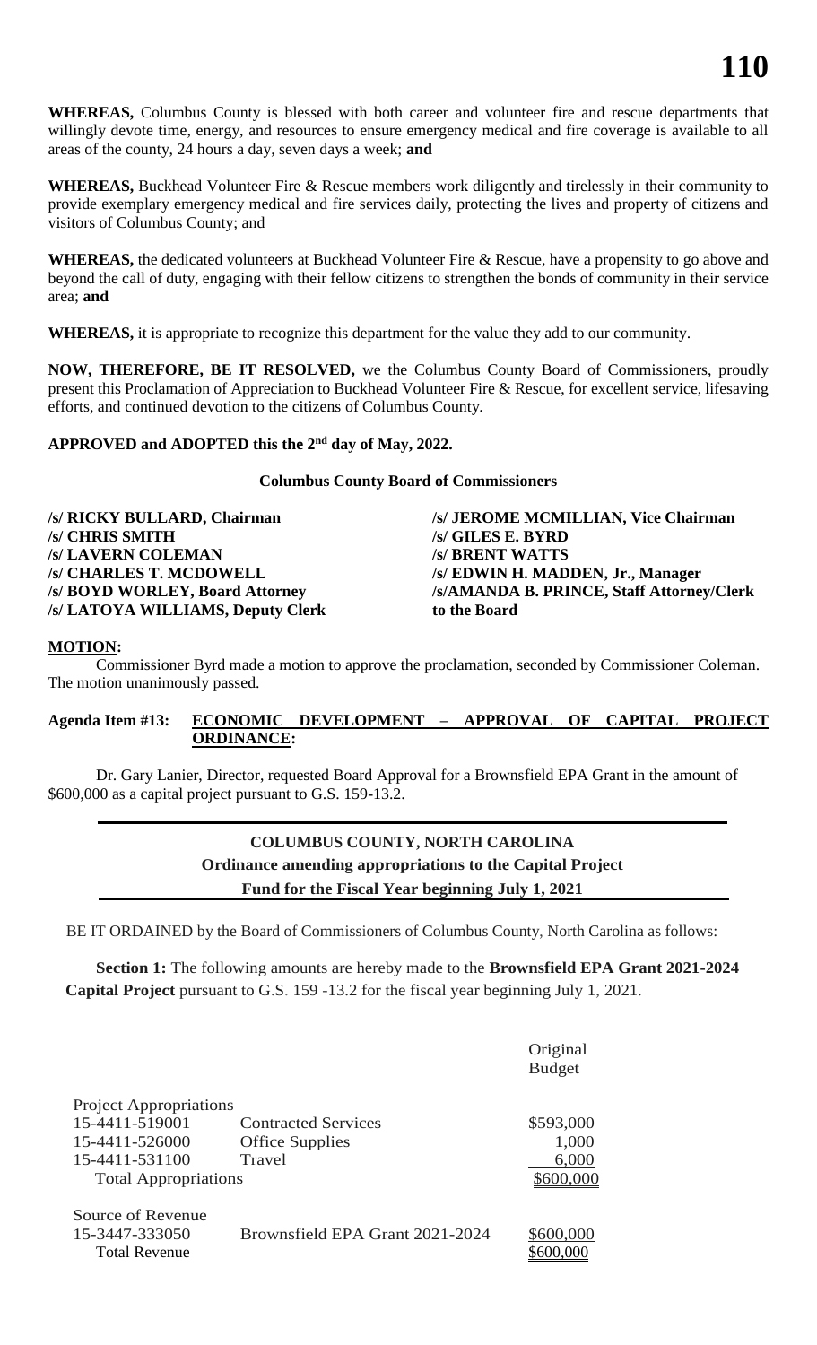**WHEREAS,** Columbus County is blessed with both career and volunteer fire and rescue departments that willingly devote time, energy, and resources to ensure emergency medical and fire coverage is available to all areas of the county, 24 hours a day, seven days a week; **and**

**WHEREAS,** Buckhead Volunteer Fire & Rescue members work diligently and tirelessly in their community to provide exemplary emergency medical and fire services daily, protecting the lives and property of citizens and visitors of Columbus County; and

**WHEREAS,** the dedicated volunteers at Buckhead Volunteer Fire & Rescue, have a propensity to go above and beyond the call of duty, engaging with their fellow citizens to strengthen the bonds of community in their service area; **and**

**WHEREAS,** it is appropriate to recognize this department for the value they add to our community.

**NOW, THEREFORE, BE IT RESOLVED,** we the Columbus County Board of Commissioners, proudly present this Proclamation of Appreciation to Buckhead Volunteer Fire & Rescue, for excellent service, lifesaving efforts, and continued devotion to the citizens of Columbus County.

**APPROVED and ADOPTED this the 2nd day of May, 2022.**

**Columbus County Board of Commissioners**

**/s/ RICKY BULLARD, Chairman** | **/s/ JEROME MCMILLIAN, Vice Chairman**
**/s/ CHRIS SMITH** | **/s/ GILES E. BYRD**
**/s/ LAVERN COLEMAN** | **/s/ BRENT WATTS**
**/s/ CHARLES T. MCDOWELL** | **/s/ EDWIN H. MADDEN, Jr., Manager**
**/s/ BOYD WORLEY, Board Attorney** | **/s/AMANDA B. PRINCE, Staff Attorney/Clerk to the Board**
**/s/ LATOYA WILLIAMS, Deputy Clerk**

**MOTION:**

Commissioner Byrd made a motion to approve the proclamation, seconded by Commissioner Coleman. The motion unanimously passed.

**Agenda Item #13: ECONOMIC DEVELOPMENT – APPROVAL OF CAPITAL PROJECT ORDINANCE:**

Dr. Gary Lanier, Director, requested Board Approval for a Brownsfield EPA Grant in the amount of $600,000 as a capital project pursuant to G.S. 159-13.2.

**COLUMBUS COUNTY, NORTH CAROLINA**
**Ordinance amending appropriations to the Capital Project**
**Fund for the Fiscal Year beginning July 1, 2021**

BE IT ORDAINED by the Board of Commissioners of Columbus County, North Carolina as follows:

**Section 1:** The following amounts are hereby made to the **Brownsfield EPA Grant 2021-2024 Capital Project** pursuant to G.S. 159 -13.2 for the fiscal year beginning July 1, 2021.

| | | Original Budget |
|---|---|---|
| Project Appropriations | | |
| 15-4411-519001 | Contracted Services | $593,000 |
| 15-4411-526000 | Office Supplies | 1,000 |
| 15-4411-531100 | Travel | 6,000 |
| Total Appropriations | | $600,000 |
| Source of Revenue | | |
| 15-3447-333050 | Brownsfield EPA Grant 2021-2024 | $600,000 |
| Total Revenue | | $600,000 |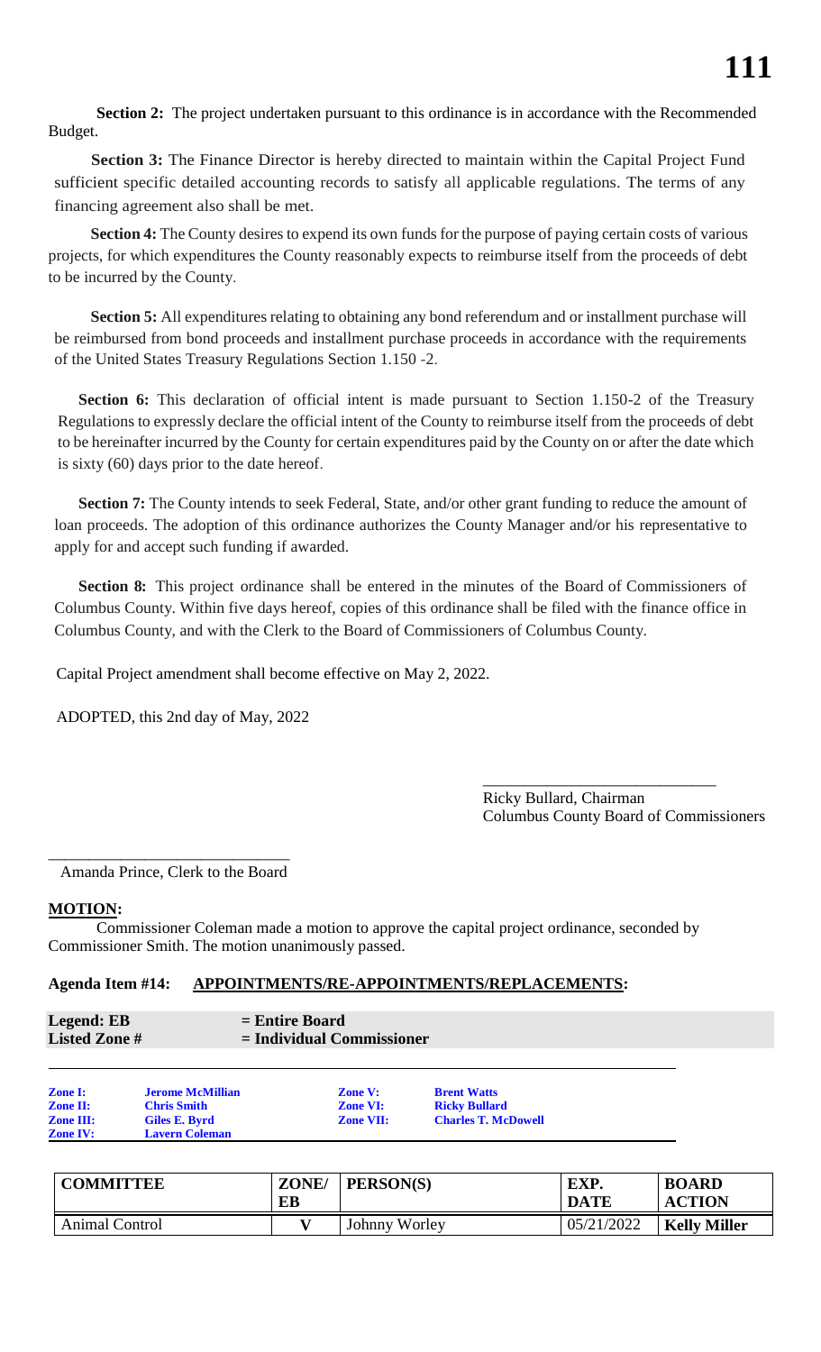**Section 2:** The project undertaken pursuant to this ordinance is in accordance with the Recommended Budget.

**Section 3:** The Finance Director is hereby directed to maintain within the Capital Project Fund sufficient specific detailed accounting records to satisfy all applicable regulations. The terms of any financing agreement also shall be met.

**Section 4:** The County desires to expend its own funds for the purpose of paying certain costs of various projects, for which expenditures the County reasonably expects to reimburse itself from the proceeds of debt to be incurred by the County.

**Section 5:** All expenditures relating to obtaining any bond referendum and or installment purchase will be reimbursed from bond proceeds and installment purchase proceeds in accordance with the requirements of the United States Treasury Regulations Section 1.150 -2.

**Section 6:** This declaration of official intent is made pursuant to Section 1.150-2 of the Treasury Regulations to expressly declare the official intent of the County to reimburse itself from the proceeds of debt to be hereinafter incurred by the County for certain expenditures paid by the County on or after the date which is sixty (60) days prior to the date hereof.

**Section 7:** The County intends to seek Federal, State, and/or other grant funding to reduce the amount of loan proceeds. The adoption of this ordinance authorizes the County Manager and/or his representative to apply for and accept such funding if awarded.

**Section 8:** This project ordinance shall be entered in the minutes of the Board of Commissioners of Columbus County. Within five days hereof, copies of this ordinance shall be filed with the finance office in Columbus County, and with the Clerk to the Board of Commissioners of Columbus County.

Capital Project amendment shall become effective on May 2, 2022.

ADOPTED, this 2nd day of May, 2022

_____________________________
Ricky Bullard, Chairman
Columbus County Board of Commissioners

_____________________________
Amanda Prince, Clerk to the Board

**MOTION:**

Commissioner Coleman made a motion to approve the capital project ordinance, seconded by Commissioner Smith. The motion unanimously passed.

**Agenda Item #14: APPOINTMENTS/RE-APPOINTMENTS/REPLACEMENTS:**

**Legend: EB** = **Entire Board**
**Listed Zone #** = **Individual Commissioner**

| | | | |
|---|---|---|---|
| **Zone I:** | **Jerome McMillian** | **Zone V:** | **Brent Watts** |
| **Zone II:** | **Chris Smith** | **Zone VI:** | **Ricky Bullard** |
| **Zone III:** | **Giles E. Byrd** | **Zone VII:** | **Charles T. McDowell** |
| **Zone IV:** | **Lavern Coleman** | | |

| COMMITTEE | ZONE/ EB | PERSON(S) | EXP. DATE | BOARD ACTION |
|---|---|---|---|---|
| Animal Control | **V** | Johnny Worley | 05/21/2022 | **Kelly Miller** |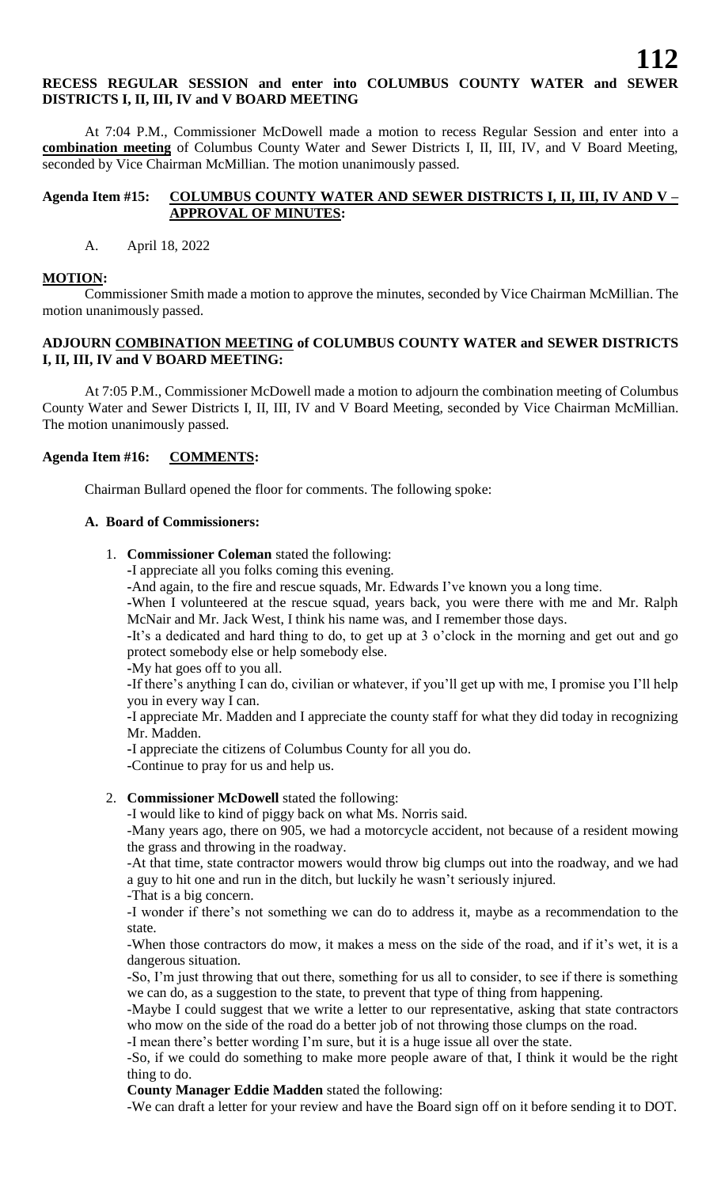**RECESS REGULAR SESSION and enter into COLUMBUS COUNTY WATER and SEWER DISTRICTS I, II, III, IV and V BOARD MEETING**

At 7:04 P.M., Commissioner McDowell made a motion to recess Regular Session and enter into a **combination meeting** of Columbus County Water and Sewer Districts I, II, III, IV, and V Board Meeting, seconded by Vice Chairman McMillian. The motion unanimously passed.

**Agenda Item #15: COLUMBUS COUNTY WATER AND SEWER DISTRICTS I, II, III, IV AND V – APPROVAL OF MINUTES:**

A. April 18, 2022

**MOTION:**

Commissioner Smith made a motion to approve the minutes, seconded by Vice Chairman McMillian. The motion unanimously passed.

**ADJOURN COMBINATION MEETING of COLUMBUS COUNTY WATER and SEWER DISTRICTS I, II, III, IV and V BOARD MEETING:**

At 7:05 P.M., Commissioner McDowell made a motion to adjourn the combination meeting of Columbus County Water and Sewer Districts I, II, III, IV and V Board Meeting, seconded by Vice Chairman McMillian. The motion unanimously passed.

**Agenda Item #16: COMMENTS:**

Chairman Bullard opened the floor for comments. The following spoke:

**A. Board of Commissioners:**

1. **Commissioner Coleman** stated the following:

   -I appreciate all you folks coming this evening.

   -And again, to the fire and rescue squads, Mr. Edwards I've known you a long time.

   -When I volunteered at the rescue squad, years back, you were there with me and Mr. Ralph McNair and Mr. Jack West, I think his name was, and I remember those days.

   -It's a dedicated and hard thing to do, to get up at 3 o'clock in the morning and get out and go protect somebody else or help somebody else.

   -My hat goes off to you all.

   -If there's anything I can do, civilian or whatever, if you'll get up with me, I promise you I'll help you in every way I can.

   -I appreciate Mr. Madden and I appreciate the county staff for what they did today in recognizing Mr. Madden.

   -I appreciate the citizens of Columbus County for all you do.

   -Continue to pray for us and help us.

2. **Commissioner McDowell** stated the following:

   -I would like to kind of piggy back on what Ms. Norris said.

   -Many years ago, there on 905, we had a motorcycle accident, not because of a resident mowing the grass and throwing in the roadway.

   -At that time, state contractor mowers would throw big clumps out into the roadway, and we had a guy to hit one and run in the ditch, but luckily he wasn't seriously injured.

   -That is a big concern.

   -I wonder if there's not something we can do to address it, maybe as a recommendation to the state.

   -When those contractors do mow, it makes a mess on the side of the road, and if it's wet, it is a dangerous situation.

   -So, I'm just throwing that out there, something for us all to consider, to see if there is something we can do, as a suggestion to the state, to prevent that type of thing from happening.

   -Maybe I could suggest that we write a letter to our representative, asking that state contractors who mow on the side of the road do a better job of not throwing those clumps on the road.

   -I mean there's better wording I'm sure, but it is a huge issue all over the state.

   -So, if we could do something to make more people aware of that, I think it would be the right thing to do.

   **County Manager Eddie Madden** stated the following:

   -We can draft a letter for your review and have the Board sign off on it before sending it to DOT.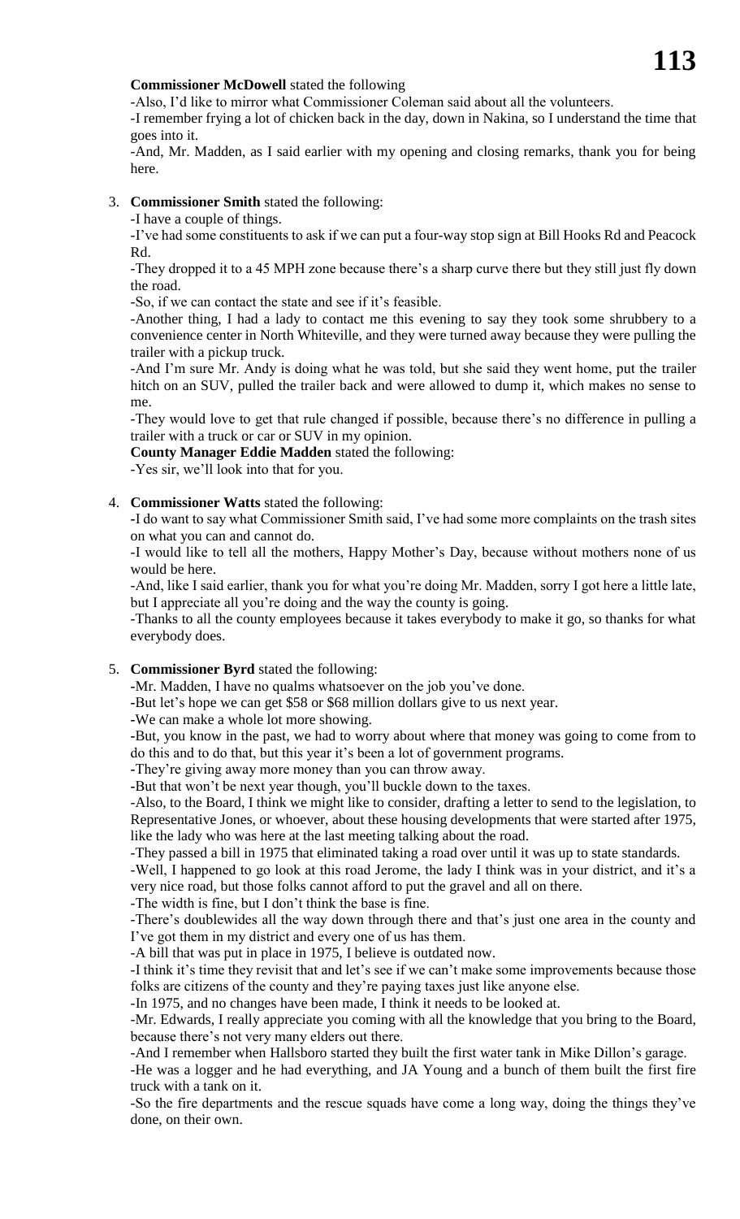**Commissioner McDowell** stated the following

-Also, I'd like to mirror what Commissioner Coleman said about all the volunteers.

-I remember frying a lot of chicken back in the day, down in Nakina, so I understand the time that goes into it.

-And, Mr. Madden, as I said earlier with my opening and closing remarks, thank you for being here.

3. **Commissioner Smith** stated the following:

   -I have a couple of things.

   -I've had some constituents to ask if we can put a four-way stop sign at Bill Hooks Rd and Peacock Rd.

   -They dropped it to a 45 MPH zone because there's a sharp curve there but they still just fly down the road.

   -So, if we can contact the state and see if it's feasible.

   -Another thing, I had a lady to contact me this evening to say they took some shrubbery to a convenience center in North Whiteville, and they were turned away because they were pulling the trailer with a pickup truck.

   -And I'm sure Mr. Andy is doing what he was told, but she said they went home, put the trailer hitch on an SUV, pulled the trailer back and were allowed to dump it, which makes no sense to me.

   -They would love to get that rule changed if possible, because there's no difference in pulling a trailer with a truck or car or SUV in my opinion.

   **County Manager Eddie Madden** stated the following:

   -Yes sir, we'll look into that for you.

4. **Commissioner Watts** stated the following:

   -I do want to say what Commissioner Smith said, I've had some more complaints on the trash sites on what you can and cannot do.

   -I would like to tell all the mothers, Happy Mother's Day, because without mothers none of us would be here.

   -And, like I said earlier, thank you for what you're doing Mr. Madden, sorry I got here a little late, but I appreciate all you're doing and the way the county is going.

   -Thanks to all the county employees because it takes everybody to make it go, so thanks for what everybody does.

5. **Commissioner Byrd** stated the following:

   -Mr. Madden, I have no qualms whatsoever on the job you've done.

   -But let's hope we can get $58 or $68 million dollars give to us next year.

   -We can make a whole lot more showing.

   -But, you know in the past, we had to worry about where that money was going to come from to do this and to do that, but this year it's been a lot of government programs.

   -They're giving away more money than you can throw away.

   -But that won't be next year though, you'll buckle down to the taxes.

   -Also, to the Board, I think we might like to consider, drafting a letter to send to the legislation, to Representative Jones, or whoever, about these housing developments that were started after 1975, like the lady who was here at the last meeting talking about the road.

   -They passed a bill in 1975 that eliminated taking a road over until it was up to state standards.

   -Well, I happened to go look at this road Jerome, the lady I think was in your district, and it's a very nice road, but those folks cannot afford to put the gravel and all on there.

   -The width is fine, but I don't think the base is fine.

   -There's doublewides all the way down through there and that's just one area in the county and I've got them in my district and every one of us has them.

   -A bill that was put in place in 1975, I believe is outdated now.

   -I think it's time they revisit that and let's see if we can't make some improvements because those folks are citizens of the county and they're paying taxes just like anyone else.

   -In 1975, and no changes have been made, I think it needs to be looked at.

   -Mr. Edwards, I really appreciate you coming with all the knowledge that you bring to the Board, because there's not very many elders out there.

   -And I remember when Hallsboro started they built the first water tank in Mike Dillon's garage.

   -He was a logger and he had everything, and JA Young and a bunch of them built the first fire truck with a tank on it.

   -So the fire departments and the rescue squads have come a long way, doing the things they've done, on their own.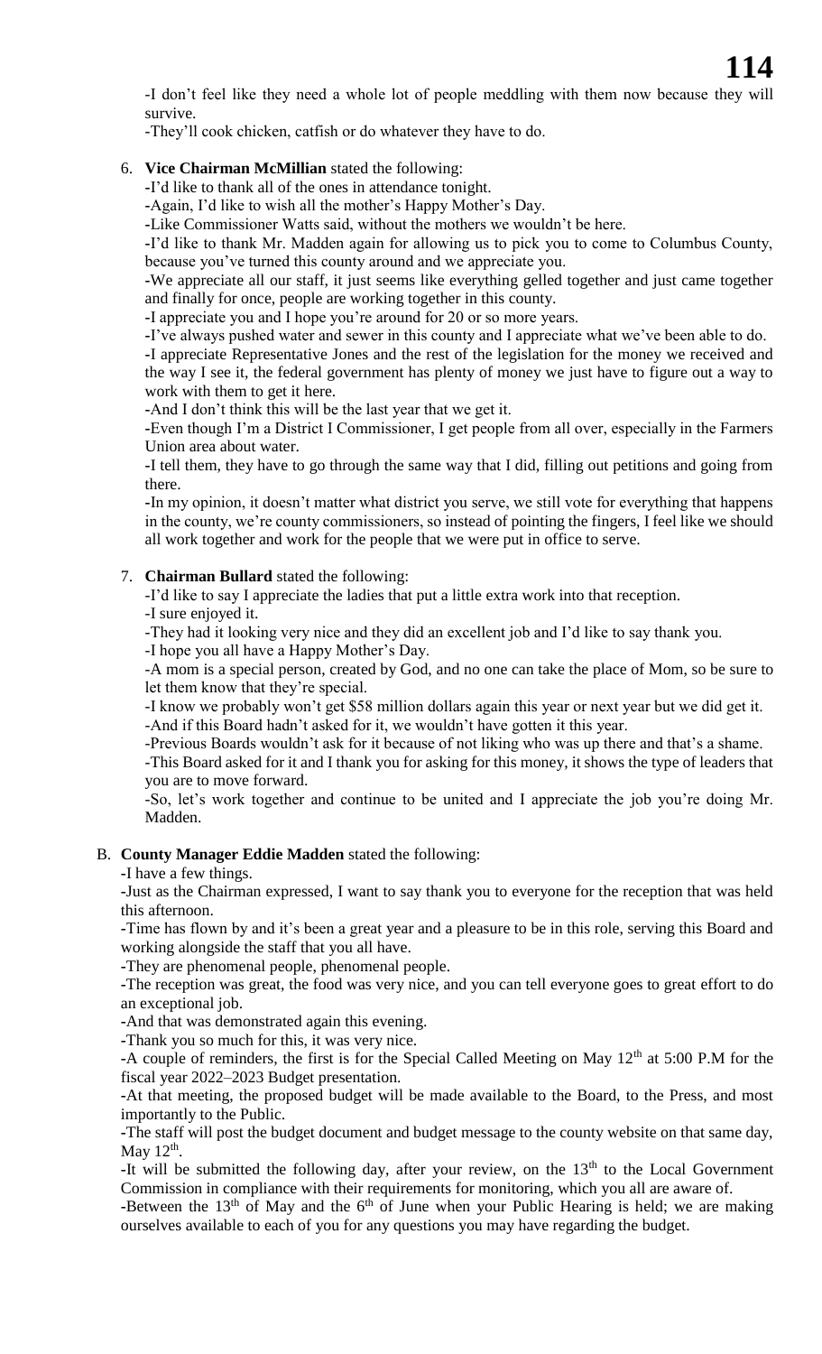-I don't feel like they need a whole lot of people meddling with them now because they will survive.

-They'll cook chicken, catfish or do whatever they have to do.

6. **Vice Chairman McMillian** stated the following:

   -I'd like to thank all of the ones in attendance tonight.

   -Again, I'd like to wish all the mother's Happy Mother's Day.

   -Like Commissioner Watts said, without the mothers we wouldn't be here.

   -I'd like to thank Mr. Madden again for allowing us to pick you to come to Columbus County, because you've turned this county around and we appreciate you.

   -We appreciate all our staff, it just seems like everything gelled together and just came together and finally for once, people are working together in this county.

   -I appreciate you and I hope you're around for 20 or so more years.

   -I've always pushed water and sewer in this county and I appreciate what we've been able to do.

   -I appreciate Representative Jones and the rest of the legislation for the money we received and the way I see it, the federal government has plenty of money we just have to figure out a way to work with them to get it here.

   -And I don't think this will be the last year that we get it.

   -Even though I'm a District I Commissioner, I get people from all over, especially in the Farmers Union area about water.

   -I tell them, they have to go through the same way that I did, filling out petitions and going from there.

   -In my opinion, it doesn't matter what district you serve, we still vote for everything that happens in the county, we're county commissioners, so instead of pointing the fingers, I feel like we should all work together and work for the people that we were put in office to serve.

7. **Chairman Bullard** stated the following:

   -I'd like to say I appreciate the ladies that put a little extra work into that reception.

   -I sure enjoyed it.

   -They had it looking very nice and they did an excellent job and I'd like to say thank you.

   -I hope you all have a Happy Mother's Day.

   -A mom is a special person, created by God, and no one can take the place of Mom, so be sure to let them know that they're special.

   -I know we probably won't get $58 million dollars again this year or next year but we did get it.

   -And if this Board hadn't asked for it, we wouldn't have gotten it this year.

   -Previous Boards wouldn't ask for it because of not liking who was up there and that's a shame.

   -This Board asked for it and I thank you for asking for this money, it shows the type of leaders that you are to move forward.

   -So, let's work together and continue to be united and I appreciate the job you're doing Mr. Madden.

B. **County Manager Eddie Madden** stated the following:

   -I have a few things.

   -Just as the Chairman expressed, I want to say thank you to everyone for the reception that was held this afternoon.

   -Time has flown by and it's been a great year and a pleasure to be in this role, serving this Board and working alongside the staff that you all have.

   -They are phenomenal people, phenomenal people.

   -The reception was great, the food was very nice, and you can tell everyone goes to great effort to do an exceptional job.

   -And that was demonstrated again this evening.

   -Thank you so much for this, it was very nice.

   -A couple of reminders, the first is for the Special Called Meeting on May 12th at 5:00 P.M for the fiscal year 2022–2023 Budget presentation.

   -At that meeting, the proposed budget will be made available to the Board, to the Press, and most importantly to the Public.

   -The staff will post the budget document and budget message to the county website on that same day, May 12th.

   -It will be submitted the following day, after your review, on the 13th to the Local Government Commission in compliance with their requirements for monitoring, which you all are aware of.

   -Between the 13th of May and the 6th of June when your Public Hearing is held; we are making ourselves available to each of you for any questions you may have regarding the budget.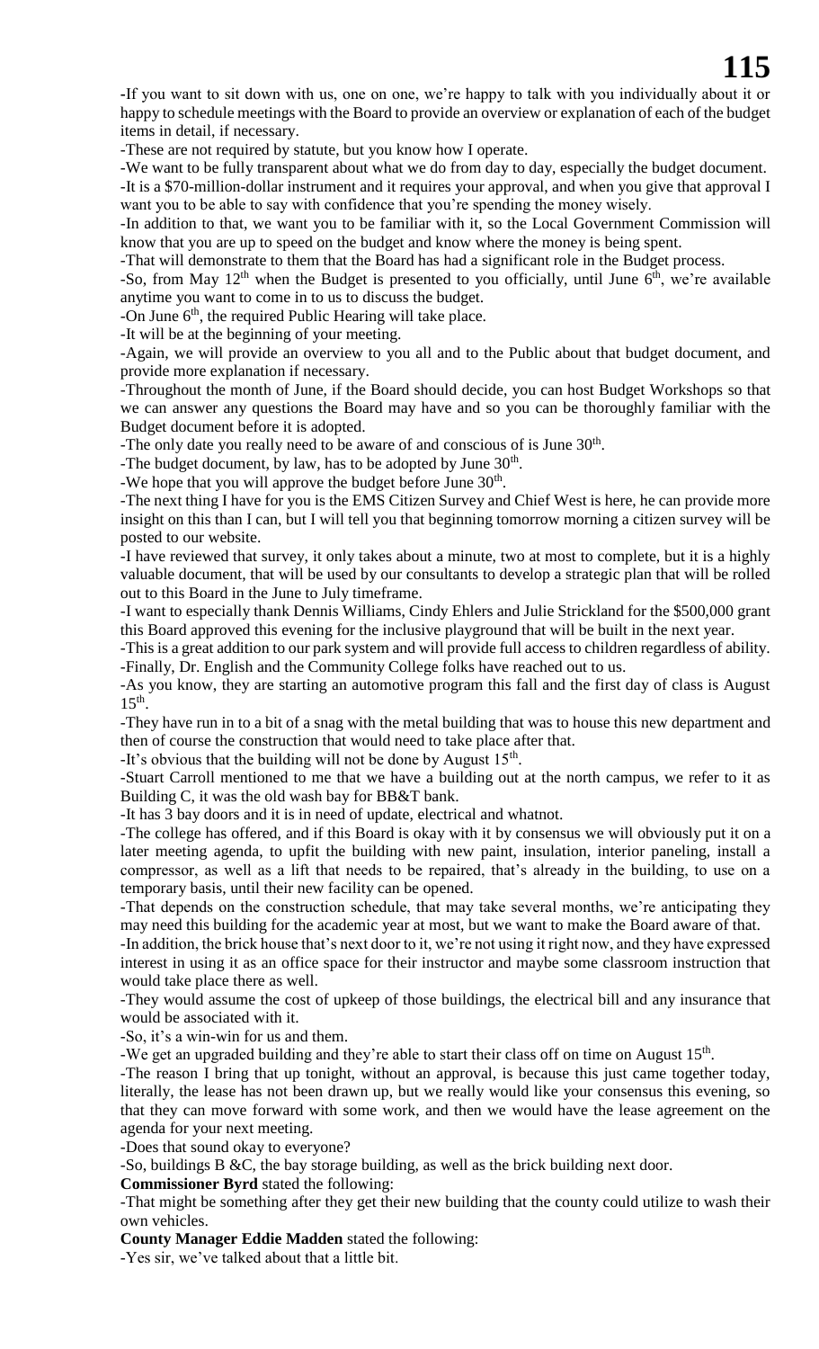-If you want to sit down with us, one on one, we're happy to talk with you individually about it or happy to schedule meetings with the Board to provide an overview or explanation of each of the budget items in detail, if necessary.

-These are not required by statute, but you know how I operate.

-We want to be fully transparent about what we do from day to day, especially the budget document.

-It is a $70-million-dollar instrument and it requires your approval, and when you give that approval I want you to be able to say with confidence that you're spending the money wisely.

-In addition to that, we want you to be familiar with it, so the Local Government Commission will know that you are up to speed on the budget and know where the money is being spent.

-That will demonstrate to them that the Board has had a significant role in the Budget process.

-So, from May 12th when the Budget is presented to you officially, until June 6th, we're available anytime you want to come in to us to discuss the budget.

-On June 6th, the required Public Hearing will take place.

-It will be at the beginning of your meeting.

-Again, we will provide an overview to you all and to the Public about that budget document, and provide more explanation if necessary.

-Throughout the month of June, if the Board should decide, you can host Budget Workshops so that we can answer any questions the Board may have and so you can be thoroughly familiar with the Budget document before it is adopted.

-The only date you really need to be aware of and conscious of is June 30th.

-The budget document, by law, has to be adopted by June 30th.

-We hope that you will approve the budget before June 30th.

-The next thing I have for you is the EMS Citizen Survey and Chief West is here, he can provide more insight on this than I can, but I will tell you that beginning tomorrow morning a citizen survey will be posted to our website.

-I have reviewed that survey, it only takes about a minute, two at most to complete, but it is a highly valuable document, that will be used by our consultants to develop a strategic plan that will be rolled out to this Board in the June to July timeframe.

-I want to especially thank Dennis Williams, Cindy Ehlers and Julie Strickland for the $500,000 grant this Board approved this evening for the inclusive playground that will be built in the next year.

-This is a great addition to our park system and will provide full access to children regardless of ability.

-Finally, Dr. English and the Community College folks have reached out to us.

-As you know, they are starting an automotive program this fall and the first day of class is August 15th.

-They have run in to a bit of a snag with the metal building that was to house this new department and then of course the construction that would need to take place after that.

-It's obvious that the building will not be done by August 15th.

-Stuart Carroll mentioned to me that we have a building out at the north campus, we refer to it as Building C, it was the old wash bay for BB&T bank.

-It has 3 bay doors and it is in need of update, electrical and whatnot.

-The college has offered, and if this Board is okay with it by consensus we will obviously put it on a later meeting agenda, to upfit the building with new paint, insulation, interior paneling, install a compressor, as well as a lift that needs to be repaired, that's already in the building, to use on a temporary basis, until their new facility can be opened.

-That depends on the construction schedule, that may take several months, we're anticipating they may need this building for the academic year at most, but we want to make the Board aware of that.

-In addition, the brick house that's next door to it, we're not using it right now, and they have expressed interest in using it as an office space for their instructor and maybe some classroom instruction that would take place there as well.

-They would assume the cost of upkeep of those buildings, the electrical bill and any insurance that would be associated with it.

-So, it's a win-win for us and them.

-We get an upgraded building and they're able to start their class off on time on August 15th.

-The reason I bring that up tonight, without an approval, is because this just came together today, literally, the lease has not been drawn up, but we really would like your consensus this evening, so that they can move forward with some work, and then we would have the lease agreement on the agenda for your next meeting.

-Does that sound okay to everyone?

-So, buildings B &C, the bay storage building, as well as the brick building next door.

**Commissioner Byrd** stated the following:

-That might be something after they get their new building that the county could utilize to wash their own vehicles.

**County Manager Eddie Madden** stated the following:

-Yes sir, we've talked about that a little bit.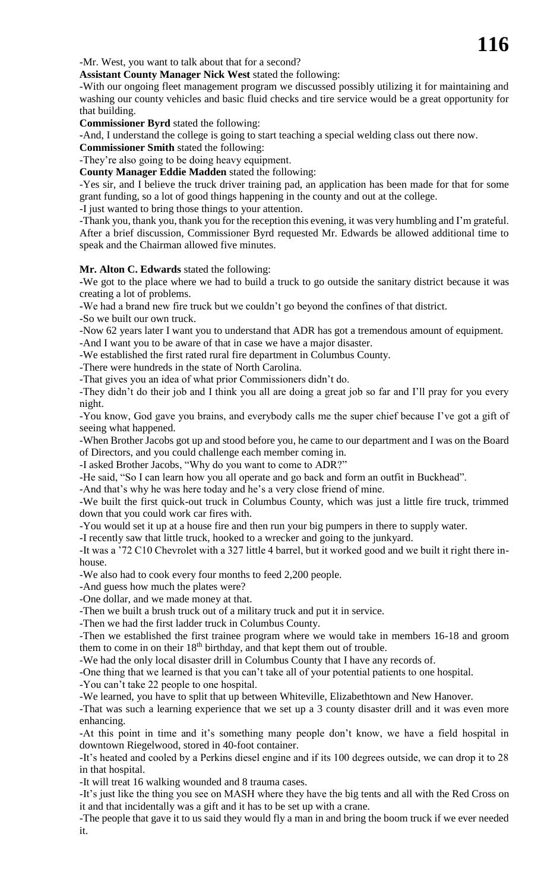-Mr. West, you want to talk about that for a second?

**Assistant County Manager Nick West** stated the following:

-With our ongoing fleet management program we discussed possibly utilizing it for maintaining and washing our county vehicles and basic fluid checks and tire service would be a great opportunity for that building.

**Commissioner Byrd** stated the following:

-And, I understand the college is going to start teaching a special welding class out there now.

**Commissioner Smith** stated the following:

-They're also going to be doing heavy equipment.

**County Manager Eddie Madden** stated the following:

-Yes sir, and I believe the truck driver training pad, an application has been made for that for some grant funding, so a lot of good things happening in the county and out at the college.

-I just wanted to bring those things to your attention.

-Thank you, thank you, thank you for the reception this evening, it was very humbling and I'm grateful.

After a brief discussion, Commissioner Byrd requested Mr. Edwards be allowed additional time to speak and the Chairman allowed five minutes.

**Mr. Alton C. Edwards** stated the following:

-We got to the place where we had to build a truck to go outside the sanitary district because it was creating a lot of problems.

-We had a brand new fire truck but we couldn't go beyond the confines of that district.

-So we built our own truck.

-Now 62 years later I want you to understand that ADR has got a tremendous amount of equipment.

-And I want you to be aware of that in case we have a major disaster.

-We established the first rated rural fire department in Columbus County.

-There were hundreds in the state of North Carolina.

-That gives you an idea of what prior Commissioners didn't do.

-They didn't do their job and I think you all are doing a great job so far and I'll pray for you every night.

-You know, God gave you brains, and everybody calls me the super chief because I've got a gift of seeing what happened.

-When Brother Jacobs got up and stood before you, he came to our department and I was on the Board of Directors, and you could challenge each member coming in.

-I asked Brother Jacobs, "Why do you want to come to ADR?"

-He said, "So I can learn how you all operate and go back and form an outfit in Buckhead".

-And that's why he was here today and he's a very close friend of mine.

-We built the first quick-out truck in Columbus County, which was just a little fire truck, trimmed down that you could work car fires with.

-You would set it up at a house fire and then run your big pumpers in there to supply water.

-I recently saw that little truck, hooked to a wrecker and going to the junkyard.

-It was a '72 C10 Chevrolet with a 327 little 4 barrel, but it worked good and we built it right there in-house.

-We also had to cook every four months to feed 2,200 people.

-And guess how much the plates were?

-One dollar, and we made money at that.

-Then we built a brush truck out of a military truck and put it in service.

-Then we had the first ladder truck in Columbus County.

-Then we established the first trainee program where we would take in members 16-18 and groom them to come in on their 18th birthday, and that kept them out of trouble.

-We had the only local disaster drill in Columbus County that I have any records of.

-One thing that we learned is that you can't take all of your potential patients to one hospital.

-You can't take 22 people to one hospital.

-We learned, you have to split that up between Whiteville, Elizabethtown and New Hanover.

-That was such a learning experience that we set up a 3 county disaster drill and it was even more enhancing.

-At this point in time and it's something many people don't know, we have a field hospital in downtown Riegelwood, stored in 40-foot container.

-It's heated and cooled by a Perkins diesel engine and if its 100 degrees outside, we can drop it to 28 in that hospital.

-It will treat 16 walking wounded and 8 trauma cases.

-It's just like the thing you see on MASH where they have the big tents and all with the Red Cross on it and that incidentally was a gift and it has to be set up with a crane.

-The people that gave it to us said they would fly a man in and bring the boom truck if we ever needed it.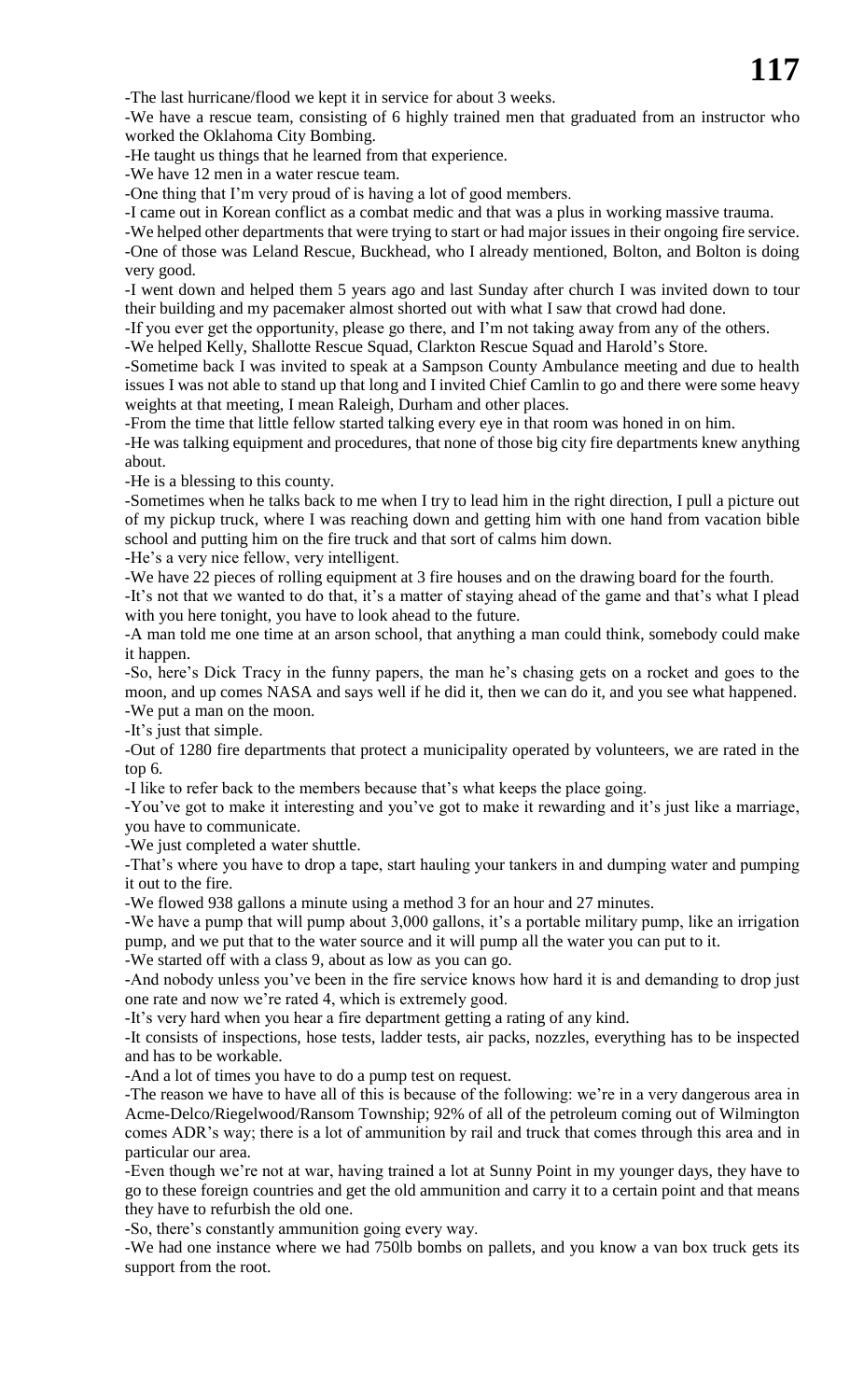-The last hurricane/flood we kept it in service for about 3 weeks.

-We have a rescue team, consisting of 6 highly trained men that graduated from an instructor who worked the Oklahoma City Bombing.

-He taught us things that he learned from that experience.

-We have 12 men in a water rescue team.

-One thing that I'm very proud of is having a lot of good members.

-I came out in Korean conflict as a combat medic and that was a plus in working massive trauma.

-We helped other departments that were trying to start or had major issues in their ongoing fire service.

-One of those was Leland Rescue, Buckhead, who I already mentioned, Bolton, and Bolton is doing very good.

-I went down and helped them 5 years ago and last Sunday after church I was invited down to tour their building and my pacemaker almost shorted out with what I saw that crowd had done.

-If you ever get the opportunity, please go there, and I'm not taking away from any of the others.

-We helped Kelly, Shallotte Rescue Squad, Clarkton Rescue Squad and Harold's Store.

-Sometime back I was invited to speak at a Sampson County Ambulance meeting and due to health issues I was not able to stand up that long and I invited Chief Camlin to go and there were some heavy weights at that meeting, I mean Raleigh, Durham and other places.

-From the time that little fellow started talking every eye in that room was honed in on him.

-He was talking equipment and procedures, that none of those big city fire departments knew anything about.

-He is a blessing to this county.

-Sometimes when he talks back to me when I try to lead him in the right direction, I pull a picture out of my pickup truck, where I was reaching down and getting him with one hand from vacation bible school and putting him on the fire truck and that sort of calms him down.

-He's a very nice fellow, very intelligent.

-We have 22 pieces of rolling equipment at 3 fire houses and on the drawing board for the fourth.

-It's not that we wanted to do that, it's a matter of staying ahead of the game and that's what I plead with you here tonight, you have to look ahead to the future.

-A man told me one time at an arson school, that anything a man could think, somebody could make it happen.

-So, here's Dick Tracy in the funny papers, the man he's chasing gets on a rocket and goes to the moon, and up comes NASA and says well if he did it, then we can do it, and you see what happened.

-We put a man on the moon.

-It's just that simple.

-Out of 1280 fire departments that protect a municipality operated by volunteers, we are rated in the top 6.

-I like to refer back to the members because that's what keeps the place going.

-You've got to make it interesting and you've got to make it rewarding and it's just like a marriage, you have to communicate.

-We just completed a water shuttle.

-That's where you have to drop a tape, start hauling your tankers in and dumping water and pumping it out to the fire.

-We flowed 938 gallons a minute using a method 3 for an hour and 27 minutes.

-We have a pump that will pump about 3,000 gallons, it's a portable military pump, like an irrigation pump, and we put that to the water source and it will pump all the water you can put to it.

-We started off with a class 9, about as low as you can go.

-And nobody unless you've been in the fire service knows how hard it is and demanding to drop just one rate and now we're rated 4, which is extremely good.

-It's very hard when you hear a fire department getting a rating of any kind.

-It consists of inspections, hose tests, ladder tests, air packs, nozzles, everything has to be inspected and has to be workable.

-And a lot of times you have to do a pump test on request.

-The reason we have to have all of this is because of the following: we're in a very dangerous area in Acme-Delco/Riegelwood/Ransom Township; 92% of all of the petroleum coming out of Wilmington comes ADR's way; there is a lot of ammunition by rail and truck that comes through this area and in particular our area.

-Even though we're not at war, having trained a lot at Sunny Point in my younger days, they have to go to these foreign countries and get the old ammunition and carry it to a certain point and that means they have to refurbish the old one.

-So, there's constantly ammunition going every way.

-We had one instance where we had 750lb bombs on pallets, and you know a van box truck gets its support from the root.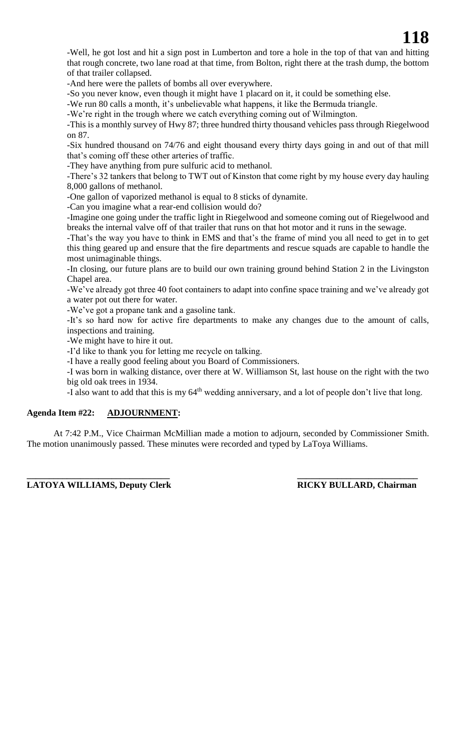-Well, he got lost and hit a sign post in Lumberton and tore a hole in the top of that van and hitting that rough concrete, two lane road at that time, from Bolton, right there at the trash dump, the bottom of that trailer collapsed.

-And here were the pallets of bombs all over everywhere.

-So you never know, even though it might have 1 placard on it, it could be something else.

-We run 80 calls a month, it's unbelievable what happens, it like the Bermuda triangle.

-We're right in the trough where we catch everything coming out of Wilmington.

-This is a monthly survey of Hwy 87; three hundred thirty thousand vehicles pass through Riegelwood on 87.

-Six hundred thousand on 74/76 and eight thousand every thirty days going in and out of that mill that's coming off these other arteries of traffic.

-They have anything from pure sulfuric acid to methanol.

-There's 32 tankers that belong to TWT out of Kinston that come right by my house every day hauling 8,000 gallons of methanol.

-One gallon of vaporized methanol is equal to 8 sticks of dynamite.

-Can you imagine what a rear-end collision would do?

-Imagine one going under the traffic light in Riegelwood and someone coming out of Riegelwood and breaks the internal valve off of that trailer that runs on that hot motor and it runs in the sewage.

-That's the way you have to think in EMS and that's the frame of mind you all need to get in to get this thing geared up and ensure that the fire departments and rescue squads are capable to handle the most unimaginable things.

-In closing, our future plans are to build our own training ground behind Station 2 in the Livingston Chapel area.

-We've already got three 40 foot containers to adapt into confine space training and we've already got a water pot out there for water.

-We've got a propane tank and a gasoline tank.

-It's so hard now for active fire departments to make any changes due to the amount of calls, inspections and training.

-We might have to hire it out.

-I'd like to thank you for letting me recycle on talking.

-I have a really good feeling about you Board of Commissioners.

-I was born in walking distance, over there at W. Williamson St, last house on the right with the two big old oak trees in 1934.

-I also want to add that this is my 64th wedding anniversary, and a lot of people don't live that long.

**Agenda Item #22: ADJOURNMENT:**

At 7:42 P.M., Vice Chairman McMillian made a motion to adjourn, seconded by Commissioner Smith. The motion unanimously passed. These minutes were recorded and typed by LaToya Williams.

\_\_\_\_\_\_\_\_\_\_\_\_\_\_\_\_\_\_\_\_\_\_\_\_\_\_\_\_\_\_\_\_ \_\_\_\_\_\_\_\_\_\_\_\_\_\_\_\_\_\_\_\_\_\_\_\_\_\_\_\_

**LATOYA WILLIAMS, Deputy Clerk** **RICKY BULLARD, Chairman**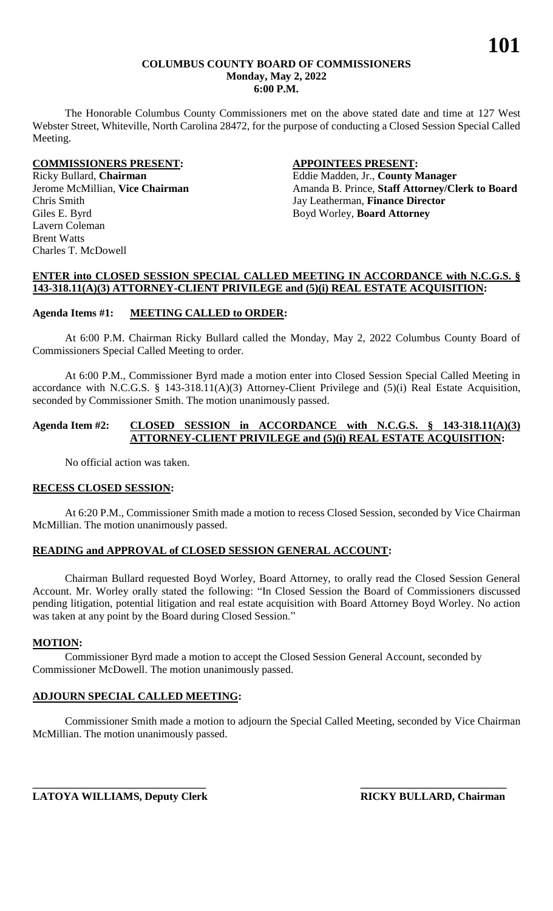# COLUMBUS COUNTY BOARD OF COMMISSIONERS
**Monday, May 2, 2022**
**6:00 P.M.**

The Honorable Columbus County Commissioners met on the above stated date and time at 127 West Webster Street, Whiteville, North Carolina 28472, for the purpose of conducting a Closed Session Special Called Meeting.

| **COMMISSIONERS PRESENT:** | **APPOINTEES PRESENT:** |
|---|---|
| Ricky Bullard, **Chairman** | Eddie Madden, Jr., **County Manager** |
| Jerome McMillian, **Vice Chairman** | Amanda B. Prince, **Staff Attorney/Clerk to Board** |
| Chris Smith | Jay Leatherman, **Finance Director** |
| Giles E. Byrd | Boyd Worley, **Board Attorney** |
| Lavern Coleman | |
| Brent Watts | |
| Charles T. McDowell | |

**ENTER into CLOSED SESSION SPECIAL CALLED MEETING IN ACCORDANCE with N.C.G.S. § 143-318.11(A)(3) ATTORNEY-CLIENT PRIVILEGE and (5)(i) REAL ESTATE ACQUISITION:**

**Agenda Items #1: MEETING CALLED to ORDER:**

At 6:00 P.M. Chairman Ricky Bullard called the Monday, May 2, 2022 Columbus County Board of Commissioners Special Called Meeting to order.

At 6:00 P.M., Commissioner Byrd made a motion enter into Closed Session Special Called Meeting in accordance with N.C.G.S. § 143-318.11(A)(3) Attorney-Client Privilege and (5)(i) Real Estate Acquisition, seconded by Commissioner Smith. The motion unanimously passed.

**Agenda Item #2: CLOSED SESSION in ACCORDANCE with N.C.G.S. § 143-318.11(A)(3) ATTORNEY-CLIENT PRIVILEGE and (5)(i) REAL ESTATE ACQUISITION:**

No official action was taken.

**RECESS CLOSED SESSION:**

At 6:20 P.M., Commissioner Smith made a motion to recess Closed Session, seconded by Vice Chairman McMillian. The motion unanimously passed.

**READING and APPROVAL of CLOSED SESSION GENERAL ACCOUNT:**

Chairman Bullard requested Boyd Worley, Board Attorney, to orally read the Closed Session General Account. Mr. Worley orally stated the following: "In Closed Session the Board of Commissioners discussed pending litigation, potential litigation and real estate acquisition with Board Attorney Boyd Worley. No action was taken at any point by the Board during Closed Session."

**MOTION:**

Commissioner Byrd made a motion to accept the Closed Session General Account, seconded by Commissioner McDowell. The motion unanimously passed.

**ADJOURN SPECIAL CALLED MEETING:**

Commissioner Smith made a motion to adjourn the Special Called Meeting, seconded by Vice Chairman McMillian. The motion unanimously passed.

| ______________________________ | ______________________________ |
|---|---|
| **LATOYA WILLIAMS, Deputy Clerk** | **RICKY BULLARD, Chairman** |